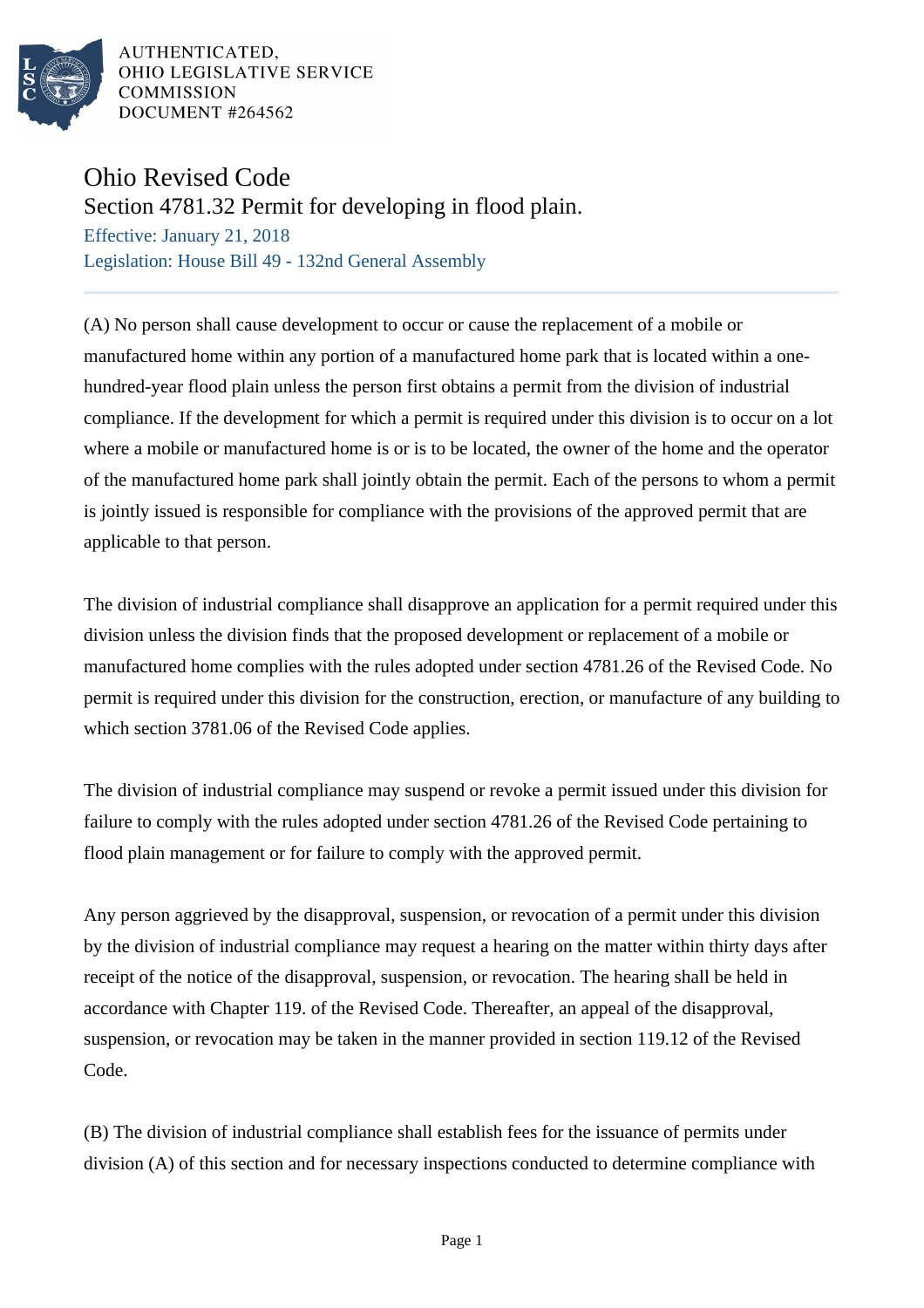AUTHENTICATED,
OHIO LEGISLATIVE SERVICE
COMMISSION
DOCUMENT #264562

# Ohio Revised Code

## Section 4781.32 Permit for developing in flood plain.

Effective: January 21, 2018
Legislation: House Bill 49 - 132nd General Assembly

---

(A) No person shall cause development to occur or cause the replacement of a mobile or manufactured home within any portion of a manufactured home park that is located within a one-hundred-year flood plain unless the person first obtains a permit from the division of industrial compliance. If the development for which a permit is required under this division is to occur on a lot where a mobile or manufactured home is or is to be located, the owner of the home and the operator of the manufactured home park shall jointly obtain the permit. Each of the persons to whom a permit is jointly issued is responsible for compliance with the provisions of the approved permit that are applicable to that person.

The division of industrial compliance shall disapprove an application for a permit required under this division unless the division finds that the proposed development or replacement of a mobile or manufactured home complies with the rules adopted under section 4781.26 of the Revised Code. No permit is required under this division for the construction, erection, or manufacture of any building to which section 3781.06 of the Revised Code applies.

The division of industrial compliance may suspend or revoke a permit issued under this division for failure to comply with the rules adopted under section 4781.26 of the Revised Code pertaining to flood plain management or for failure to comply with the approved permit.

Any person aggrieved by the disapproval, suspension, or revocation of a permit under this division by the division of industrial compliance may request a hearing on the matter within thirty days after receipt of the notice of the disapproval, suspension, or revocation. The hearing shall be held in accordance with Chapter 119. of the Revised Code. Thereafter, an appeal of the disapproval, suspension, or revocation may be taken in the manner provided in section 119.12 of the Revised Code.

(B) The division of industrial compliance shall establish fees for the issuance of permits under division (A) of this section and for necessary inspections conducted to determine compliance with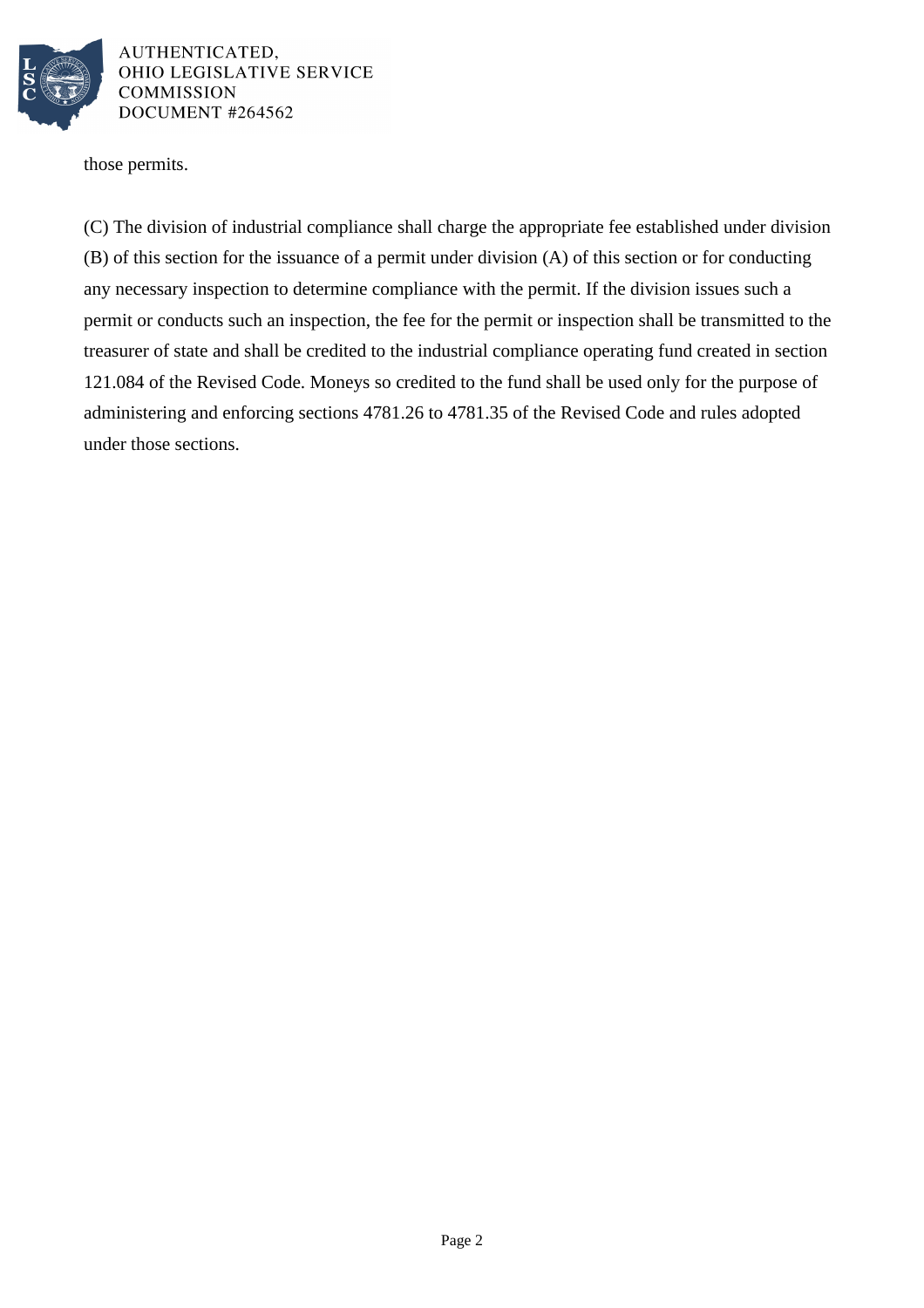those permits.

(C) The division of industrial compliance shall charge the appropriate fee established under division (B) of this section for the issuance of a permit under division (A) of this section or for conducting any necessary inspection to determine compliance with the permit. If the division issues such a permit or conducts such an inspection, the fee for the permit or inspection shall be transmitted to the treasurer of state and shall be credited to the industrial compliance operating fund created in section 121.084 of the Revised Code. Moneys so credited to the fund shall be used only for the purpose of administering and enforcing sections 4781.26 to 4781.35 of the Revised Code and rules adopted under those sections.